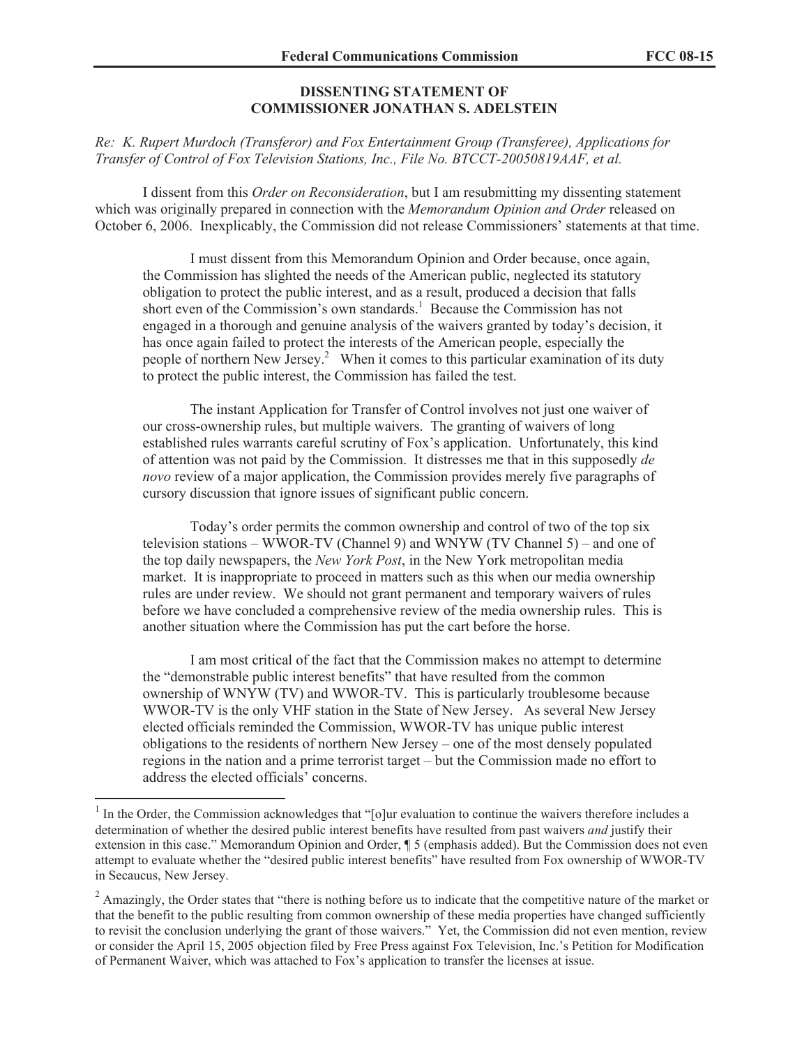**DISSENTING STATEMENT OF**
**COMMISSIONER JONATHAN S. ADELSTEIN**

*Re: K. Rupert Murdoch (Transferor) and Fox Entertainment Group (Transferee), Applications for Transfer of Control of Fox Television Stations, Inc., File No. BTCCT-20050819AAF, et al.*

I dissent from this *Order on Reconsideration*, but I am resubmitting my dissenting statement which was originally prepared in connection with the *Memorandum Opinion and Order* released on October 6, 2006. Inexplicably, the Commission did not release Commissioners' statements at that time.

> I must dissent from this Memorandum Opinion and Order because, once again, the Commission has slighted the needs of the American public, neglected its statutory obligation to protect the public interest, and as a result, produced a decision that falls short even of the Commission's own standards.[1] Because the Commission has not engaged in a thorough and genuine analysis of the waivers granted by today's decision, it has once again failed to protect the interests of the American people, especially the people of northern New Jersey.[2] When it comes to this particular examination of its duty to protect the public interest, the Commission has failed the test.
>
> The instant Application for Transfer of Control involves not just one waiver of our cross-ownership rules, but multiple waivers. The granting of waivers of long established rules warrants careful scrutiny of Fox's application. Unfortunately, this kind of attention was not paid by the Commission. It distresses me that in this supposedly *de novo* review of a major application, the Commission provides merely five paragraphs of cursory discussion that ignore issues of significant public concern.
>
> Today's order permits the common ownership and control of two of the top six television stations – WWOR-TV (Channel 9) and WNYW (TV Channel 5) – and one of the top daily newspapers, the *New York Post*, in the New York metropolitan media market. It is inappropriate to proceed in matters such as this when our media ownership rules are under review. We should not grant permanent and temporary waivers of rules before we have concluded a comprehensive review of the media ownership rules. This is another situation where the Commission has put the cart before the horse.
>
> I am most critical of the fact that the Commission makes no attempt to determine the "demonstrable public interest benefits" that have resulted from the common ownership of WNYW (TV) and WWOR-TV. This is particularly troublesome because WWOR-TV is the only VHF station in the State of New Jersey. As several New Jersey elected officials reminded the Commission, WWOR-TV has unique public interest obligations to the residents of northern New Jersey – one of the most densely populated regions in the nation and a prime terrorist target – but the Commission made no effort to address the elected officials' concerns.

---

[1] In the Order, the Commission acknowledges that "[o]ur evaluation to continue the waivers therefore includes a determination of whether the desired public interest benefits have resulted from past waivers *and* justify their extension in this case." Memorandum Opinion and Order, ¶ 5 (emphasis added). But the Commission does not even attempt to evaluate whether the "desired public interest benefits" have resulted from Fox ownership of WWOR-TV in Secaucus, New Jersey.

[2] Amazingly, the Order states that "there is nothing before us to indicate that the competitive nature of the market or that the benefit to the public resulting from common ownership of these media properties have changed sufficiently to revisit the conclusion underlying the grant of those waivers." Yet, the Commission did not even mention, review or consider the April 15, 2005 objection filed by Free Press against Fox Television, Inc.'s Petition for Modification of Permanent Waiver, which was attached to Fox's application to transfer the licenses at issue.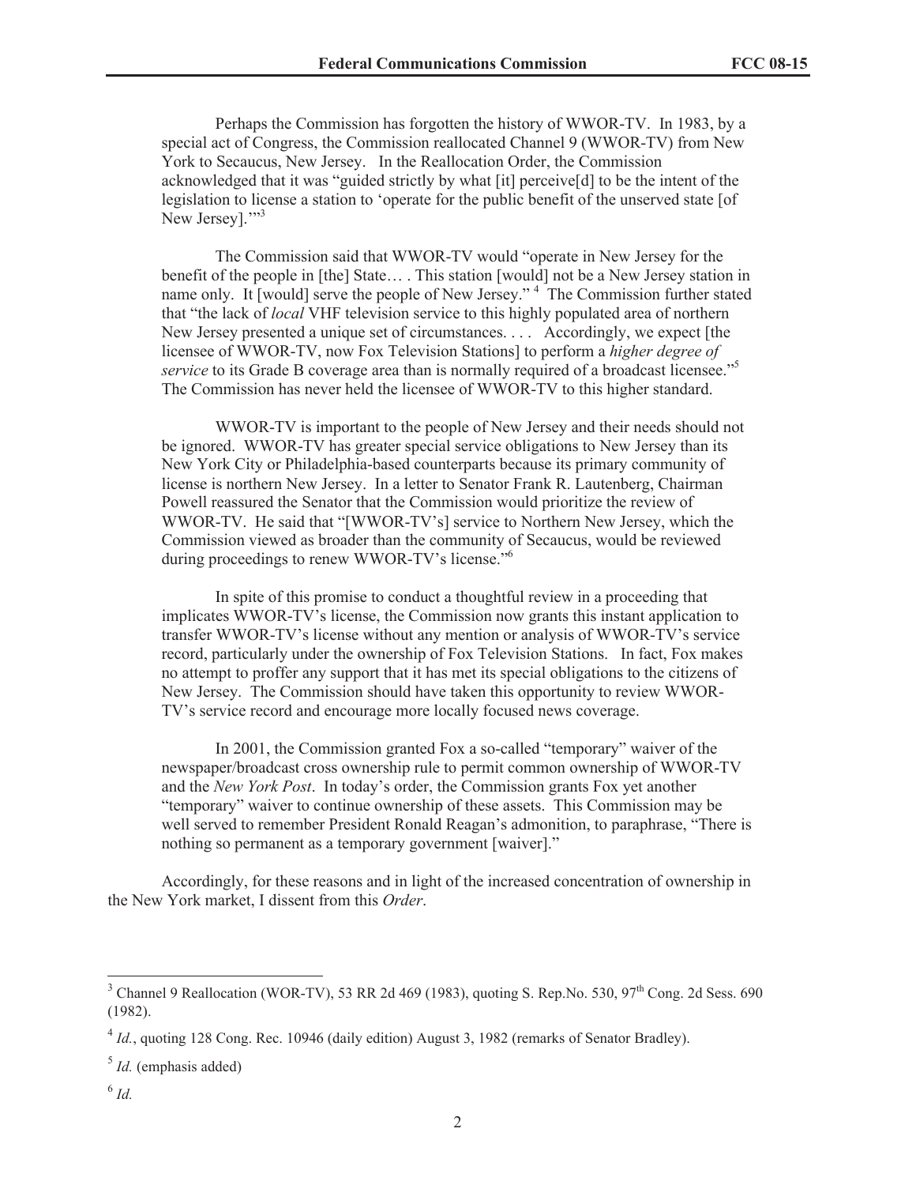Perhaps the Commission has forgotten the history of WWOR-TV. In 1983, by a special act of Congress, the Commission reallocated Channel 9 (WWOR-TV) from New York to Secaucus, New Jersey. In the Reallocation Order, the Commission acknowledged that it was "guided strictly by what [it] perceive[d] to be the intent of the legislation to license a station to 'operate for the public benefit of the unserved state [of New Jersey].'"[3]

The Commission said that WWOR-TV would "operate in New Jersey for the benefit of the people in [the] State… . This station [would] not be a New Jersey station in name only. It [would] serve the people of New Jersey."[4] The Commission further stated that "the lack of *local* VHF television service to this highly populated area of northern New Jersey presented a unique set of circumstances. . . . Accordingly, we expect [the licensee of WWOR-TV, now Fox Television Stations] to perform a *higher degree of service* to its Grade B coverage area than is normally required of a broadcast licensee."[5] The Commission has never held the licensee of WWOR-TV to this higher standard.

WWOR-TV is important to the people of New Jersey and their needs should not be ignored. WWOR-TV has greater special service obligations to New Jersey than its New York City or Philadelphia-based counterparts because its primary community of license is northern New Jersey. In a letter to Senator Frank R. Lautenberg, Chairman Powell reassured the Senator that the Commission would prioritize the review of WWOR-TV. He said that "[WWOR-TV's] service to Northern New Jersey, which the Commission viewed as broader than the community of Secaucus, would be reviewed during proceedings to renew WWOR-TV's license."[6]

In spite of this promise to conduct a thoughtful review in a proceeding that implicates WWOR-TV's license, the Commission now grants this instant application to transfer WWOR-TV's license without any mention or analysis of WWOR-TV's service record, particularly under the ownership of Fox Television Stations. In fact, Fox makes no attempt to proffer any support that it has met its special obligations to the citizens of New Jersey. The Commission should have taken this opportunity to review WWOR-TV's service record and encourage more locally focused news coverage.

In 2001, the Commission granted Fox a so-called "temporary" waiver of the newspaper/broadcast cross ownership rule to permit common ownership of WWOR-TV and the *New York Post*. In today's order, the Commission grants Fox yet another "temporary" waiver to continue ownership of these assets. This Commission may be well served to remember President Ronald Reagan's admonition, to paraphrase, "There is nothing so permanent as a temporary government [waiver]."

Accordingly, for these reasons and in light of the increased concentration of ownership in the New York market, I dissent from this *Order*.

---

[3] Channel 9 Reallocation (WOR-TV), 53 RR 2d 469 (1983), quoting S. Rep.No. 530, 97th Cong. 2d Sess. 690 (1982).

[4] *Id.*, quoting 128 Cong. Rec. 10946 (daily edition) August 3, 1982 (remarks of Senator Bradley).

[5] *Id.* (emphasis added)

[6] *Id.*